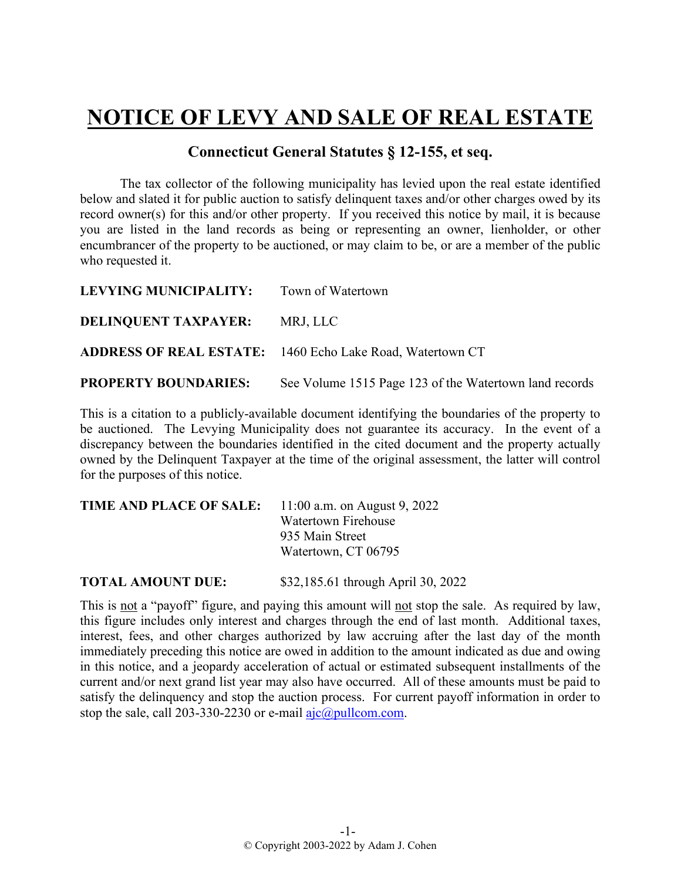# NOTICE OF LEVY AND SALE OF REAL ESTATE

## Connecticut General Statutes § 12-155, et seq.

The tax collector of the following municipality has levied upon the real estate identified below and slated it for public auction to satisfy delinquent taxes and/or other charges owed by its record owner(s) for this and/or other property. If you received this notice by mail, it is because you are listed in the land records as being or representing an owner, lienholder, or other encumbrancer of the property to be auctioned, or may claim to be, or are a member of the public who requested it.

**LEVYING MUNICIPALITY:** Town of Watertown

**DELINQUENT TAXPAYER:** MRJ, LLC

**ADDRESS OF REAL ESTATE:** 1460 Echo Lake Road, Watertown CT

**PROPERTY BOUNDARIES:** See Volume 1515 Page 123 of the Watertown land records

This is a citation to a publicly-available document identifying the boundaries of the property to be auctioned. The Levying Municipality does not guarantee its accuracy. In the event of a discrepancy between the boundaries identified in the cited document and the property actually owned by the Delinquent Taxpayer at the time of the original assessment, the latter will control for the purposes of this notice.

**TIME AND PLACE OF SALE:** 11:00 a.m. on August 9, 2022
Watertown Firehouse
935 Main Street
Watertown, CT 06795

**TOTAL AMOUNT DUE:** $32,185.61 through April 30, 2022

This is not a "payoff" figure, and paying this amount will not stop the sale. As required by law, this figure includes only interest and charges through the end of last month. Additional taxes, interest, fees, and other charges authorized by law accruing after the last day of the month immediately preceding this notice are owed in addition to the amount indicated as due and owing in this notice, and a jeopardy acceleration of actual or estimated subsequent installments of the current and/or next grand list year may also have occurred. All of these amounts must be paid to satisfy the delinquency and stop the auction process. For current payoff information in order to stop the sale, call 203-330-2230 or e-mail ajc@pullcom.com.

© Copyright 2003-2022 by Adam J. Cohen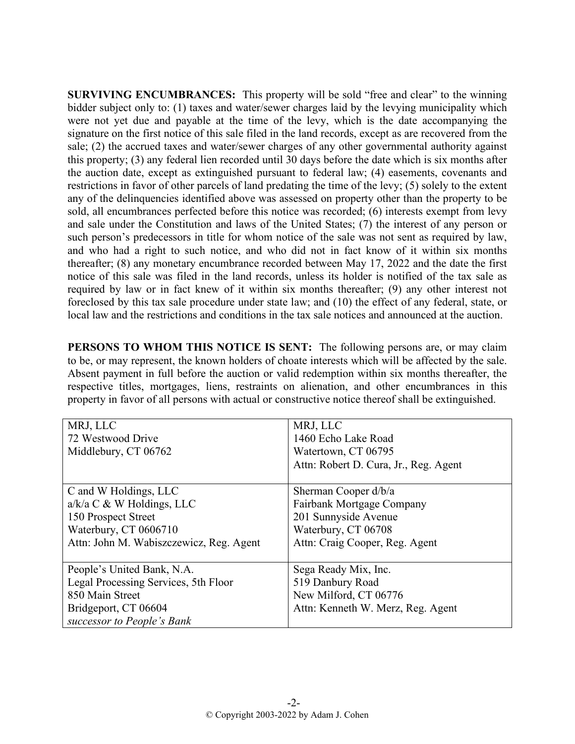**SURVIVING ENCUMBRANCES:** This property will be sold "free and clear" to the winning bidder subject only to: (1) taxes and water/sewer charges laid by the levying municipality which were not yet due and payable at the time of the levy, which is the date accompanying the signature on the first notice of this sale filed in the land records, except as are recovered from the sale; (2) the accrued taxes and water/sewer charges of any other governmental authority against this property; (3) any federal lien recorded until 30 days before the date which is six months after the auction date, except as extinguished pursuant to federal law; (4) easements, covenants and restrictions in favor of other parcels of land predating the time of the levy; (5) solely to the extent any of the delinquencies identified above was assessed on property other than the property to be sold, all encumbrances perfected before this notice was recorded; (6) interests exempt from levy and sale under the Constitution and laws of the United States; (7) the interest of any person or such person's predecessors in title for whom notice of the sale was not sent as required by law, and who had a right to such notice, and who did not in fact know of it within six months thereafter; (8) any monetary encumbrance recorded between May 17, 2022 and the date the first notice of this sale was filed in the land records, unless its holder is notified of the tax sale as required by law or in fact knew of it within six months thereafter; (9) any other interest not foreclosed by this tax sale procedure under state law; and (10) the effect of any federal, state, or local law and the restrictions and conditions in the tax sale notices and announced at the auction.

**PERSONS TO WHOM THIS NOTICE IS SENT:** The following persons are, or may claim to be, or may represent, the known holders of choate interests which will be affected by the sale. Absent payment in full before the auction or valid redemption within six months thereafter, the respective titles, mortgages, liens, restraints on alienation, and other encumbrances in this property in favor of all persons with actual or constructive notice thereof shall be extinguished.

| | |
|---|---|
| MRJ, LLC<br>72 Westwood Drive<br>Middlebury, CT 06762 | MRJ, LLC<br>1460 Echo Lake Road<br>Watertown, CT 06795<br>Attn: Robert D. Cura, Jr., Reg. Agent |
| C and W Holdings, LLC<br>a/k/a C & W Holdings, LLC<br>150 Prospect Street<br>Waterbury, CT 0606710<br>Attn: John M. Wabiszczewicz, Reg. Agent | Sherman Cooper d/b/a<br>Fairbank Mortgage Company<br>201 Sunnyside Avenue<br>Waterbury, CT 06708<br>Attn: Craig Cooper, Reg. Agent |
| People's United Bank, N.A.<br>Legal Processing Services, 5th Floor<br>850 Main Street<br>Bridgeport, CT 06604<br>*successor to People's Bank* | Sega Ready Mix, Inc.<br>519 Danbury Road<br>New Milford, CT 06776<br>Attn: Kenneth W. Merz, Reg. Agent |

© Copyright 2003-2022 by Adam J. Cohen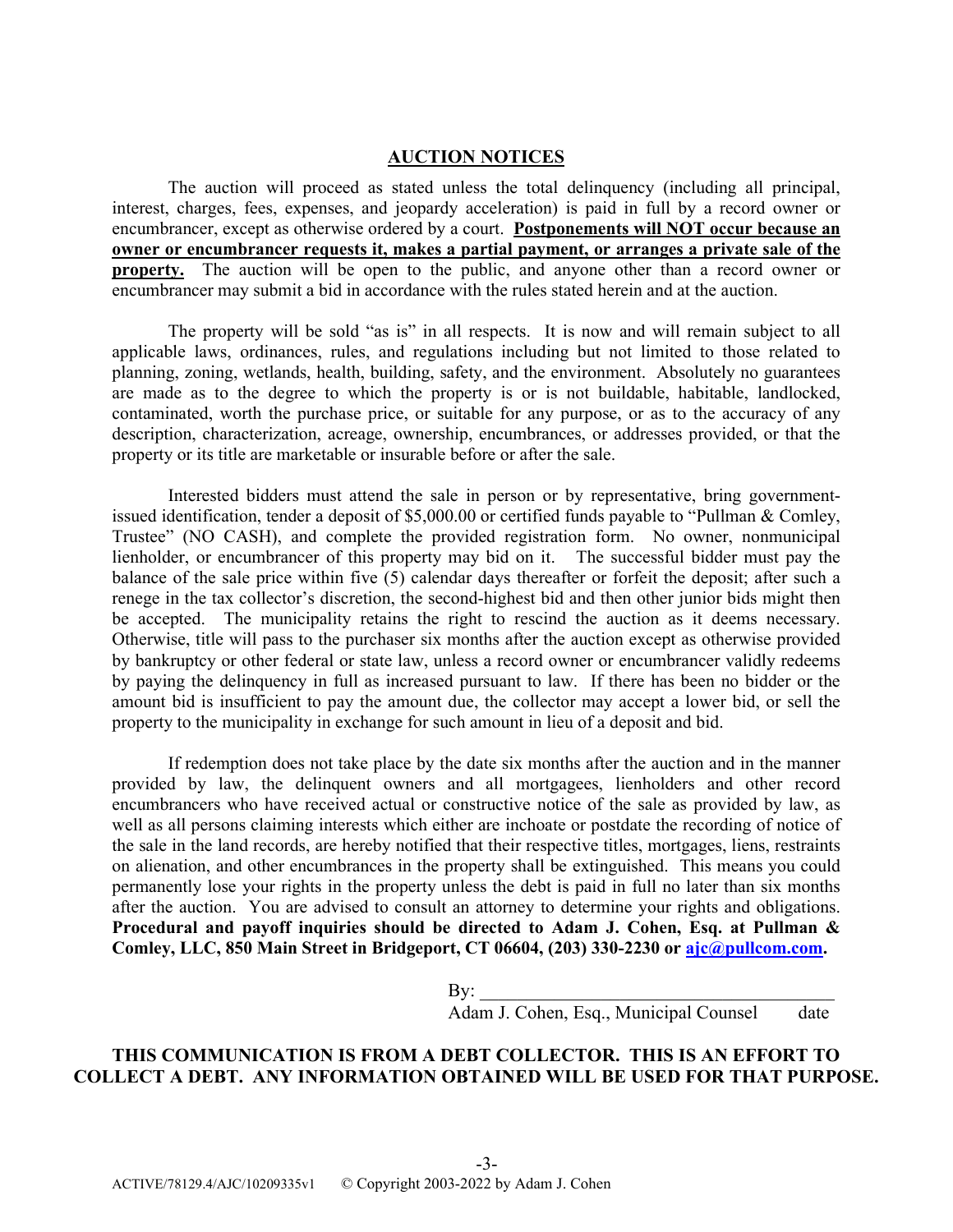## AUCTION NOTICES

The auction will proceed as stated unless the total delinquency (including all principal, interest, charges, fees, expenses, and jeopardy acceleration) is paid in full by a record owner or encumbrancer, except as otherwise ordered by a court. **Postponements will NOT occur because an owner or encumbrancer requests it, makes a partial payment, or arranges a private sale of the property.** The auction will be open to the public, and anyone other than a record owner or encumbrancer may submit a bid in accordance with the rules stated herein and at the auction.

The property will be sold "as is" in all respects. It is now and will remain subject to all applicable laws, ordinances, rules, and regulations including but not limited to those related to planning, zoning, wetlands, health, building, safety, and the environment. Absolutely no guarantees are made as to the degree to which the property is or is not buildable, habitable, landlocked, contaminated, worth the purchase price, or suitable for any purpose, or as to the accuracy of any description, characterization, acreage, ownership, encumbrances, or addresses provided, or that the property or its title are marketable or insurable before or after the sale.

Interested bidders must attend the sale in person or by representative, bring government-issued identification, tender a deposit of $5,000.00 or certified funds payable to "Pullman & Comley, Trustee" (NO CASH), and complete the provided registration form. No owner, nonmunicipal lienholder, or encumbrancer of this property may bid on it. The successful bidder must pay the balance of the sale price within five (5) calendar days thereafter or forfeit the deposit; after such a renege in the tax collector's discretion, the second-highest bid and then other junior bids might then be accepted. The municipality retains the right to rescind the auction as it deems necessary. Otherwise, title will pass to the purchaser six months after the auction except as otherwise provided by bankruptcy or other federal or state law, unless a record owner or encumbrancer validly redeems by paying the delinquency in full as increased pursuant to law. If there has been no bidder or the amount bid is insufficient to pay the amount due, the collector may accept a lower bid, or sell the property to the municipality in exchange for such amount in lieu of a deposit and bid.

If redemption does not take place by the date six months after the auction and in the manner provided by law, the delinquent owners and all mortgagees, lienholders and other record encumbrancers who have received actual or constructive notice of the sale as provided by law, as well as all persons claiming interests which either are inchoate or postdate the recording of notice of the sale in the land records, are hereby notified that their respective titles, mortgages, liens, restraints on alienation, and other encumbrances in the property shall be extinguished. This means you could permanently lose your rights in the property unless the debt is paid in full no later than six months after the auction. You are advised to consult an attorney to determine your rights and obligations. **Procedural and payoff inquiries should be directed to Adam J. Cohen, Esq. at Pullman & Comley, LLC, 850 Main Street in Bridgeport, CT 06604, (203) 330-2230 or ajc@pullcom.com.**

By: ___________________________________

Adam J. Cohen, Esq., Municipal Counsel date

**THIS COMMUNICATION IS FROM A DEBT COLLECTOR. THIS IS AN EFFORT TO COLLECT A DEBT. ANY INFORMATION OBTAINED WILL BE USED FOR THAT PURPOSE.**

ACTIVE/78129.4/AJC/10209335v1 © Copyright 2003-2022 by Adam J. Cohen